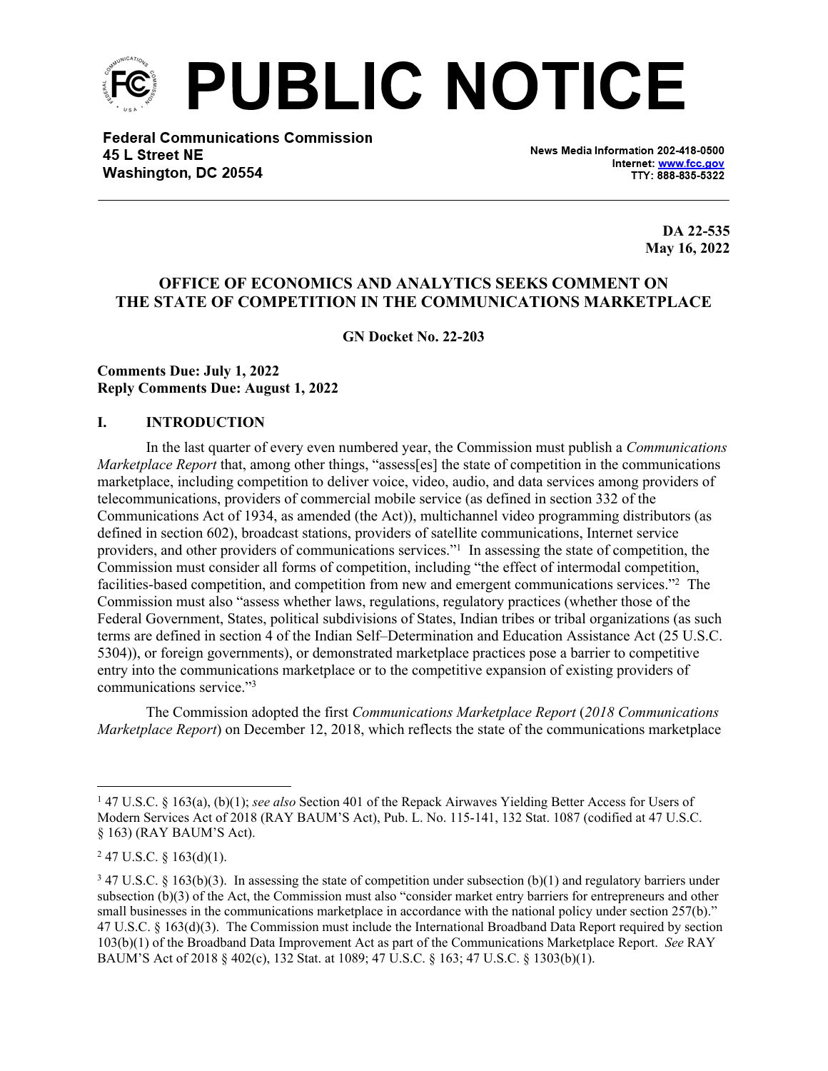# PUBLIC NOTICE

**Federal Communications Commission**
**45 L Street NE**
**Washington, DC 20554**

News Media Information 202-418-0500
Internet: www.fcc.gov
TTY: 888-835-5322

**DA 22-535**
**May 16, 2022**

## OFFICE OF ECONOMICS AND ANALYTICS SEEKS COMMENT ON THE STATE OF COMPETITION IN THE COMMUNICATIONS MARKETPLACE

**GN Docket No. 22-203**

**Comments Due: July 1, 2022**
**Reply Comments Due: August 1, 2022**

### I. INTRODUCTION

In the last quarter of every even numbered year, the Commission must publish a *Communications Marketplace Report* that, among other things, "assess[es] the state of competition in the communications marketplace, including competition to deliver voice, video, audio, and data services among providers of telecommunications, providers of commercial mobile service (as defined in section 332 of the Communications Act of 1934, as amended (the Act)), multichannel video programming distributors (as defined in section 602), broadcast stations, providers of satellite communications, Internet service providers, and other providers of communications services."[1] In assessing the state of competition, the Commission must consider all forms of competition, including "the effect of intermodal competition, facilities-based competition, and competition from new and emergent communications services."[2] The Commission must also "assess whether laws, regulations, regulatory practices (whether those of the Federal Government, States, political subdivisions of States, Indian tribes or tribal organizations (as such terms are defined in section 4 of the Indian Self–Determination and Education Assistance Act (25 U.S.C. 5304)), or foreign governments), or demonstrated marketplace practices pose a barrier to competitive entry into the communications marketplace or to the competitive expansion of existing providers of communications service."[3]

The Commission adopted the first *Communications Marketplace Report* (*2018 Communications Marketplace Report*) on December 12, 2018, which reflects the state of the communications marketplace

---

[1] 47 U.S.C. § 163(a), (b)(1); *see also* Section 401 of the Repack Airwaves Yielding Better Access for Users of Modern Services Act of 2018 (RAY BAUM'S Act), Pub. L. No. 115-141, 132 Stat. 1087 (codified at 47 U.S.C. § 163) (RAY BAUM'S Act).

[2] 47 U.S.C. § 163(d)(1).

[3] 47 U.S.C. § 163(b)(3). In assessing the state of competition under subsection (b)(1) and regulatory barriers under subsection (b)(3) of the Act, the Commission must also "consider market entry barriers for entrepreneurs and other small businesses in the communications marketplace in accordance with the national policy under section 257(b)." 47 U.S.C. § 163(d)(3). The Commission must include the International Broadband Data Report required by section 103(b)(1) of the Broadband Data Improvement Act as part of the Communications Marketplace Report. *See* RAY BAUM'S Act of 2018 § 402(c), 132 Stat. at 1089; 47 U.S.C. § 163; 47 U.S.C. § 1303(b)(1).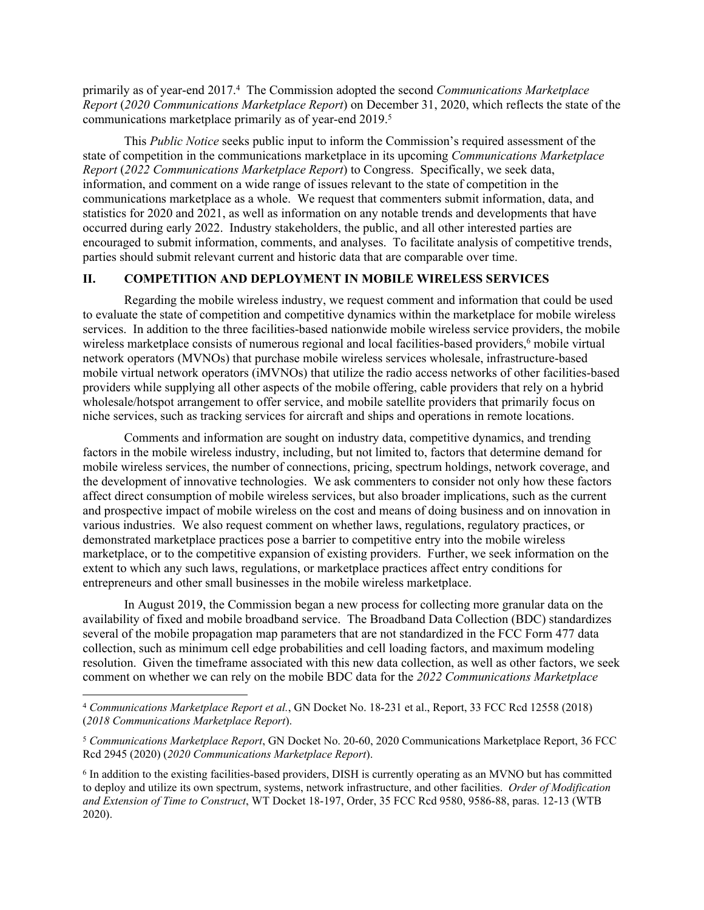primarily as of year-end 2017.[4] The Commission adopted the second *Communications Marketplace Report* (*2020 Communications Marketplace Report*) on December 31, 2020, which reflects the state of the communications marketplace primarily as of year-end 2019.[5]

This *Public Notice* seeks public input to inform the Commission's required assessment of the state of competition in the communications marketplace in its upcoming *Communications Marketplace Report* (*2022 Communications Marketplace Report*) to Congress. Specifically, we seek data, information, and comment on a wide range of issues relevant to the state of competition in the communications marketplace as a whole. We request that commenters submit information, data, and statistics for 2020 and 2021, as well as information on any notable trends and developments that have occurred during early 2022. Industry stakeholders, the public, and all other interested parties are encouraged to submit information, comments, and analyses. To facilitate analysis of competitive trends, parties should submit relevant current and historic data that are comparable over time.

## II. COMPETITION AND DEPLOYMENT IN MOBILE WIRELESS SERVICES

Regarding the mobile wireless industry, we request comment and information that could be used to evaluate the state of competition and competitive dynamics within the marketplace for mobile wireless services. In addition to the three facilities-based nationwide mobile wireless service providers, the mobile wireless marketplace consists of numerous regional and local facilities-based providers,[6] mobile virtual network operators (MVNOs) that purchase mobile wireless services wholesale, infrastructure-based mobile virtual network operators (iMVNOs) that utilize the radio access networks of other facilities-based providers while supplying all other aspects of the mobile offering, cable providers that rely on a hybrid wholesale/hotspot arrangement to offer service, and mobile satellite providers that primarily focus on niche services, such as tracking services for aircraft and ships and operations in remote locations.

Comments and information are sought on industry data, competitive dynamics, and trending factors in the mobile wireless industry, including, but not limited to, factors that determine demand for mobile wireless services, the number of connections, pricing, spectrum holdings, network coverage, and the development of innovative technologies. We ask commenters to consider not only how these factors affect direct consumption of mobile wireless services, but also broader implications, such as the current and prospective impact of mobile wireless on the cost and means of doing business and on innovation in various industries. We also request comment on whether laws, regulations, regulatory practices, or demonstrated marketplace practices pose a barrier to competitive entry into the mobile wireless marketplace, or to the competitive expansion of existing providers. Further, we seek information on the extent to which any such laws, regulations, or marketplace practices affect entry conditions for entrepreneurs and other small businesses in the mobile wireless marketplace.

In August 2019, the Commission began a new process for collecting more granular data on the availability of fixed and mobile broadband service. The Broadband Data Collection (BDC) standardizes several of the mobile propagation map parameters that are not standardized in the FCC Form 477 data collection, such as minimum cell edge probabilities and cell loading factors, and maximum modeling resolution. Given the timeframe associated with this new data collection, as well as other factors, we seek comment on whether we can rely on the mobile BDC data for the *2022 Communications Marketplace*

---

[4] *Communications Marketplace Report et al.*, GN Docket No. 18-231 et al., Report, 33 FCC Rcd 12558 (2018) (*2018 Communications Marketplace Report*).

[5] *Communications Marketplace Report*, GN Docket No. 20-60, 2020 Communications Marketplace Report, 36 FCC Rcd 2945 (2020) (*2020 Communications Marketplace Report*).

[6] In addition to the existing facilities-based providers, DISH is currently operating as an MVNO but has committed to deploy and utilize its own spectrum, systems, network infrastructure, and other facilities. *Order of Modification and Extension of Time to Construct*, WT Docket 18-197, Order, 35 FCC Rcd 9580, 9586-88, paras. 12-13 (WTB 2020).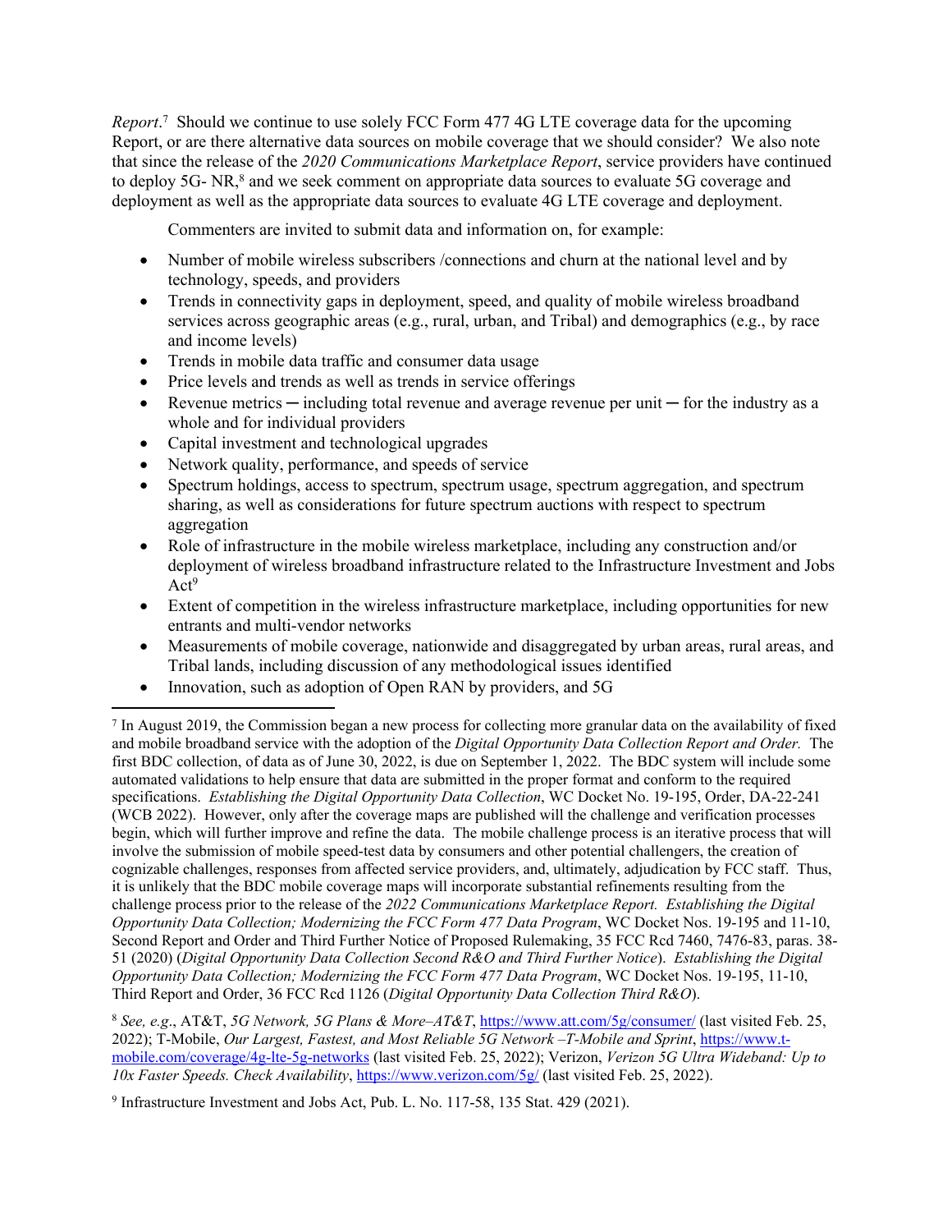*Report*.[7] Should we continue to use solely FCC Form 477 4G LTE coverage data for the upcoming Report, or are there alternative data sources on mobile coverage that we should consider? We also note that since the release of the *2020 Communications Marketplace Report*, service providers have continued to deploy 5G- NR,[8] and we seek comment on appropriate data sources to evaluate 5G coverage and deployment as well as the appropriate data sources to evaluate 4G LTE coverage and deployment.

Commenters are invited to submit data and information on, for example:

- Number of mobile wireless subscribers /connections and churn at the national level and by technology, speeds, and providers
- Trends in connectivity gaps in deployment, speed, and quality of mobile wireless broadband services across geographic areas (e.g., rural, urban, and Tribal) and demographics (e.g., by race and income levels)
- Trends in mobile data traffic and consumer data usage
- Price levels and trends as well as trends in service offerings
- Revenue metrics ─ including total revenue and average revenue per unit ─ for the industry as a whole and for individual providers
- Capital investment and technological upgrades
- Network quality, performance, and speeds of service
- Spectrum holdings, access to spectrum, spectrum usage, spectrum aggregation, and spectrum sharing, as well as considerations for future spectrum auctions with respect to spectrum aggregation
- Role of infrastructure in the mobile wireless marketplace, including any construction and/or deployment of wireless broadband infrastructure related to the Infrastructure Investment and Jobs Act[9]
- Extent of competition in the wireless infrastructure marketplace, including opportunities for new entrants and multi-vendor networks
- Measurements of mobile coverage, nationwide and disaggregated by urban areas, rural areas, and Tribal lands, including discussion of any methodological issues identified
- Innovation, such as adoption of Open RAN by providers, and 5G

---

[7] In August 2019, the Commission began a new process for collecting more granular data on the availability of fixed and mobile broadband service with the adoption of the *Digital Opportunity Data Collection Report and Order.* The first BDC collection, of data as of June 30, 2022, is due on September 1, 2022. The BDC system will include some automated validations to help ensure that data are submitted in the proper format and conform to the required specifications. *Establishing the Digital Opportunity Data Collection*, WC Docket No. 19-195, Order, DA-22-241 (WCB 2022). However, only after the coverage maps are published will the challenge and verification processes begin, which will further improve and refine the data. The mobile challenge process is an iterative process that will involve the submission of mobile speed-test data by consumers and other potential challengers, the creation of cognizable challenges, responses from affected service providers, and, ultimately, adjudication by FCC staff. Thus, it is unlikely that the BDC mobile coverage maps will incorporate substantial refinements resulting from the challenge process prior to the release of the *2022 Communications Marketplace Report. Establishing the Digital Opportunity Data Collection; Modernizing the FCC Form 477 Data Program*, WC Docket Nos. 19-195 and 11-10, Second Report and Order and Third Further Notice of Proposed Rulemaking, 35 FCC Rcd 7460, 7476-83, paras. 38-51 (2020) (*Digital Opportunity Data Collection Second R&O and Third Further Notice*). *Establishing the Digital Opportunity Data Collection; Modernizing the FCC Form 477 Data Program*, WC Docket Nos. 19-195, 11-10, Third Report and Order, 36 FCC Rcd 1126 (*Digital Opportunity Data Collection Third R&O*).

[8] *See, e.g.*, AT&T, *5G Network, 5G Plans & More–AT&T*, https://www.att.com/5g/consumer/ (last visited Feb. 25, 2022); T-Mobile, *Our Largest, Fastest, and Most Reliable 5G Network –T-Mobile and Sprint*, https://www.t-mobile.com/coverage/4g-lte-5g-networks (last visited Feb. 25, 2022); Verizon, *Verizon 5G Ultra Wideband: Up to 10x Faster Speeds. Check Availability*, https://www.verizon.com/5g/ (last visited Feb. 25, 2022).

[9] Infrastructure Investment and Jobs Act, Pub. L. No. 117-58, 135 Stat. 429 (2021).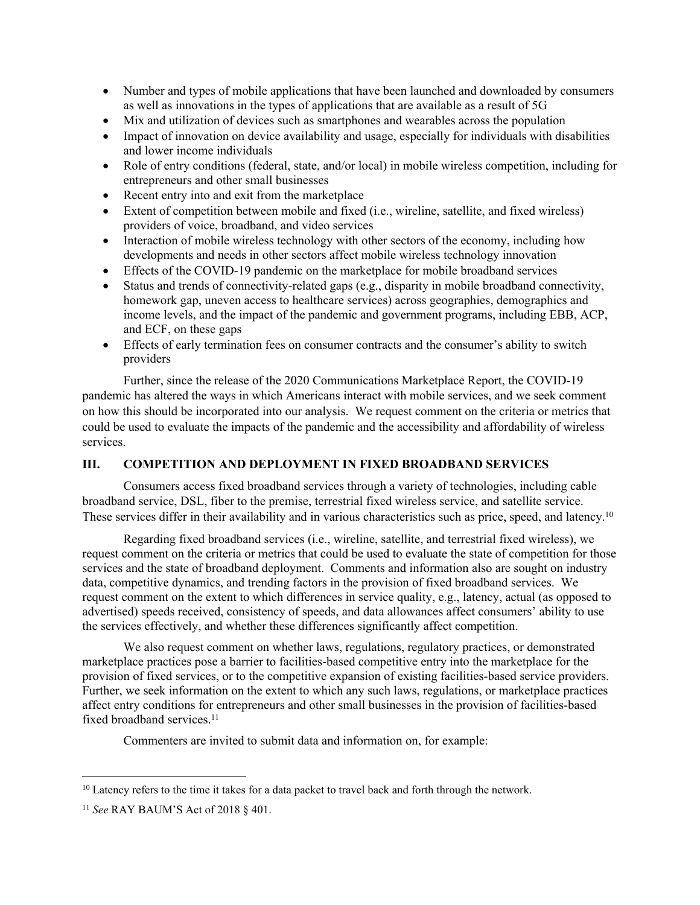- Number and types of mobile applications that have been launched and downloaded by consumers as well as innovations in the types of applications that are available as a result of 5G
- Mix and utilization of devices such as smartphones and wearables across the population
- Impact of innovation on device availability and usage, especially for individuals with disabilities and lower income individuals
- Role of entry conditions (federal, state, and/or local) in mobile wireless competition, including for entrepreneurs and other small businesses
- Recent entry into and exit from the marketplace
- Extent of competition between mobile and fixed (i.e., wireline, satellite, and fixed wireless) providers of voice, broadband, and video services
- Interaction of mobile wireless technology with other sectors of the economy, including how developments and needs in other sectors affect mobile wireless technology innovation
- Effects of the COVID-19 pandemic on the marketplace for mobile broadband services
- Status and trends of connectivity-related gaps (e.g., disparity in mobile broadband connectivity, homework gap, uneven access to healthcare services) across geographies, demographics and income levels, and the impact of the pandemic and government programs, including EBB, ACP, and ECF, on these gaps
- Effects of early termination fees on consumer contracts and the consumer's ability to switch providers

Further, since the release of the 2020 Communications Marketplace Report, the COVID-19 pandemic has altered the ways in which Americans interact with mobile services, and we seek comment on how this should be incorporated into our analysis. We request comment on the criteria or metrics that could be used to evaluate the impacts of the pandemic and the accessibility and affordability of wireless services.

## III. COMPETITION AND DEPLOYMENT IN FIXED BROADBAND SERVICES

Consumers access fixed broadband services through a variety of technologies, including cable broadband service, DSL, fiber to the premise, terrestrial fixed wireless service, and satellite service. These services differ in their availability and in various characteristics such as price, speed, and latency.[10]

Regarding fixed broadband services (i.e., wireline, satellite, and terrestrial fixed wireless), we request comment on the criteria or metrics that could be used to evaluate the state of competition for those services and the state of broadband deployment. Comments and information also are sought on industry data, competitive dynamics, and trending factors in the provision of fixed broadband services. We request comment on the extent to which differences in service quality, e.g., latency, actual (as opposed to advertised) speeds received, consistency of speeds, and data allowances affect consumers' ability to use the services effectively, and whether these differences significantly affect competition.

We also request comment on whether laws, regulations, regulatory practices, or demonstrated marketplace practices pose a barrier to facilities-based competitive entry into the marketplace for the provision of fixed services, or to the competitive expansion of existing facilities-based service providers. Further, we seek information on the extent to which any such laws, regulations, or marketplace practices affect entry conditions for entrepreneurs and other small businesses in the provision of facilities-based fixed broadband services.[11]

Commenters are invited to submit data and information on, for example:

---

[10] Latency refers to the time it takes for a data packet to travel back and forth through the network.

[11] *See* RAY BAUM'S Act of 2018 § 401.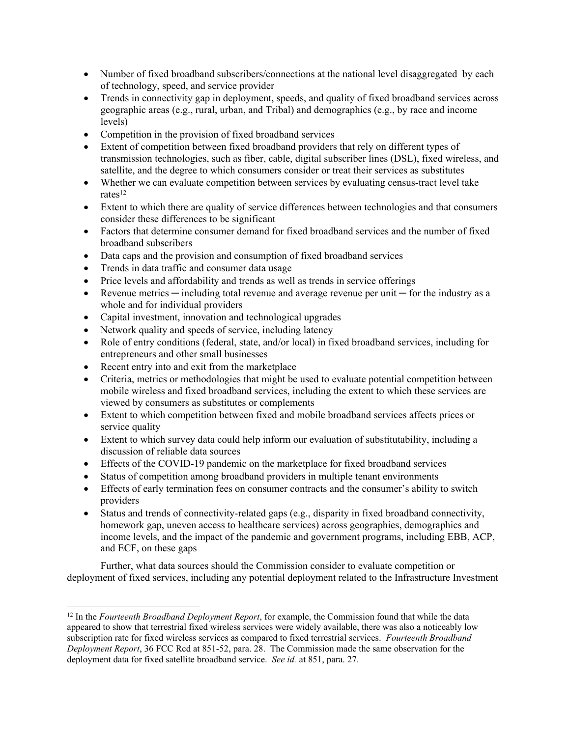- Number of fixed broadband subscribers/connections at the national level disaggregated by each of technology, speed, and service provider
- Trends in connectivity gap in deployment, speeds, and quality of fixed broadband services across geographic areas (e.g., rural, urban, and Tribal) and demographics (e.g., by race and income levels)
- Competition in the provision of fixed broadband services
- Extent of competition between fixed broadband providers that rely on different types of transmission technologies, such as fiber, cable, digital subscriber lines (DSL), fixed wireless, and satellite, and the degree to which consumers consider or treat their services as substitutes
- Whether we can evaluate competition between services by evaluating census-tract level take rates[12]
- Extent to which there are quality of service differences between technologies and that consumers consider these differences to be significant
- Factors that determine consumer demand for fixed broadband services and the number of fixed broadband subscribers
- Data caps and the provision and consumption of fixed broadband services
- Trends in data traffic and consumer data usage
- Price levels and affordability and trends as well as trends in service offerings
- Revenue metrics ─ including total revenue and average revenue per unit ─ for the industry as a whole and for individual providers
- Capital investment, innovation and technological upgrades
- Network quality and speeds of service, including latency
- Role of entry conditions (federal, state, and/or local) in fixed broadband services, including for entrepreneurs and other small businesses
- Recent entry into and exit from the marketplace
- Criteria, metrics or methodologies that might be used to evaluate potential competition between mobile wireless and fixed broadband services, including the extent to which these services are viewed by consumers as substitutes or complements
- Extent to which competition between fixed and mobile broadband services affects prices or service quality
- Extent to which survey data could help inform our evaluation of substitutability, including a discussion of reliable data sources
- Effects of the COVID-19 pandemic on the marketplace for fixed broadband services
- Status of competition among broadband providers in multiple tenant environments
- Effects of early termination fees on consumer contracts and the consumer's ability to switch providers
- Status and trends of connectivity-related gaps (e.g., disparity in fixed broadband connectivity, homework gap, uneven access to healthcare services) across geographies, demographics and income levels, and the impact of the pandemic and government programs, including EBB, ACP, and ECF, on these gaps

Further, what data sources should the Commission consider to evaluate competition or deployment of fixed services, including any potential deployment related to the Infrastructure Investment

[12] In the *Fourteenth Broadband Deployment Report*, for example, the Commission found that while the data appeared to show that terrestrial fixed wireless services were widely available, there was also a noticeably low subscription rate for fixed wireless services as compared to fixed terrestrial services. *Fourteenth Broadband Deployment Report*, 36 FCC Rcd at 851-52, para. 28. The Commission made the same observation for the deployment data for fixed satellite broadband service. *See id.* at 851, para. 27.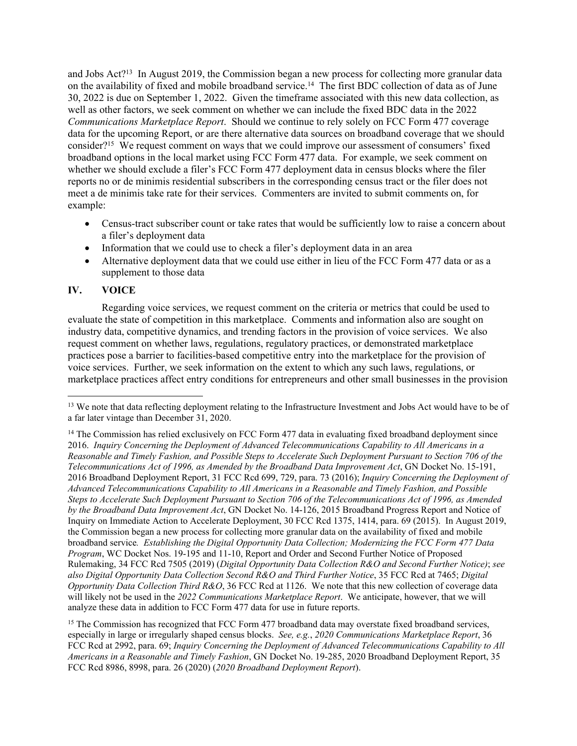and Jobs Act?[13] In August 2019, the Commission began a new process for collecting more granular data on the availability of fixed and mobile broadband service.[14] The first BDC collection of data as of June 30, 2022 is due on September 1, 2022. Given the timeframe associated with this new data collection, as well as other factors, we seek comment on whether we can include the fixed BDC data in the 2022 *Communications Marketplace Report*. Should we continue to rely solely on FCC Form 477 coverage data for the upcoming Report, or are there alternative data sources on broadband coverage that we should consider?[15] We request comment on ways that we could improve our assessment of consumers' fixed broadband options in the local market using FCC Form 477 data. For example, we seek comment on whether we should exclude a filer's FCC Form 477 deployment data in census blocks where the filer reports no or de minimis residential subscribers in the corresponding census tract or the filer does not meet a de minimis take rate for their services. Commenters are invited to submit comments on, for example:

- Census-tract subscriber count or take rates that would be sufficiently low to raise a concern about a filer's deployment data
- Information that we could use to check a filer's deployment data in an area
- Alternative deployment data that we could use either in lieu of the FCC Form 477 data or as a supplement to those data

## IV. VOICE

Regarding voice services, we request comment on the criteria or metrics that could be used to evaluate the state of competition in this marketplace. Comments and information also are sought on industry data, competitive dynamics, and trending factors in the provision of voice services. We also request comment on whether laws, regulations, regulatory practices, or demonstrated marketplace practices pose a barrier to facilities-based competitive entry into the marketplace for the provision of voice services. Further, we seek information on the extent to which any such laws, regulations, or marketplace practices affect entry conditions for entrepreneurs and other small businesses in the provision

---

[13] We note that data reflecting deployment relating to the Infrastructure Investment and Jobs Act would have to be of a far later vintage than December 31, 2020.

[14] The Commission has relied exclusively on FCC Form 477 data in evaluating fixed broadband deployment since 2016. *Inquiry Concerning the Deployment of Advanced Telecommunications Capability to All Americans in a Reasonable and Timely Fashion, and Possible Steps to Accelerate Such Deployment Pursuant to Section 706 of the Telecommunications Act of 1996, as Amended by the Broadband Data Improvement Act*, GN Docket No. 15-191, 2016 Broadband Deployment Report, 31 FCC Rcd 699, 729, para. 73 (2016); *Inquiry Concerning the Deployment of Advanced Telecommunications Capability to All Americans in a Reasonable and Timely Fashion, and Possible Steps to Accelerate Such Deployment Pursuant to Section 706 of the Telecommunications Act of 1996, as Amended by the Broadband Data Improvement Act*, GN Docket No. 14-126, 2015 Broadband Progress Report and Notice of Inquiry on Immediate Action to Accelerate Deployment, 30 FCC Rcd 1375, 1414, para. 69 (2015). In August 2019, the Commission began a new process for collecting more granular data on the availability of fixed and mobile broadband service. *Establishing the Digital Opportunity Data Collection; Modernizing the FCC Form 477 Data Program*, WC Docket Nos. 19-195 and 11-10, Report and Order and Second Further Notice of Proposed Rulemaking, 34 FCC Rcd 7505 (2019) (*Digital Opportunity Data Collection R&O and Second Further Notice)*; *see also Digital Opportunity Data Collection Second R&O and Third Further Notice*, 35 FCC Rcd at 7465; *Digital Opportunity Data Collection Third R&O*, 36 FCC Rcd at 1126. We note that this new collection of coverage data will likely not be used in the *2022 Communications Marketplace Report*. We anticipate, however, that we will analyze these data in addition to FCC Form 477 data for use in future reports.

[15] The Commission has recognized that FCC Form 477 broadband data may overstate fixed broadband services, especially in large or irregularly shaped census blocks. *See, e.g.*, *2020 Communications Marketplace Report*, 36 FCC Rcd at 2992, para. 69; *Inquiry Concerning the Deployment of Advanced Telecommunications Capability to All Americans in a Reasonable and Timely Fashion*, GN Docket No. 19-285, 2020 Broadband Deployment Report, 35 FCC Rcd 8986, 8998, para. 26 (2020) (*2020 Broadband Deployment Report*).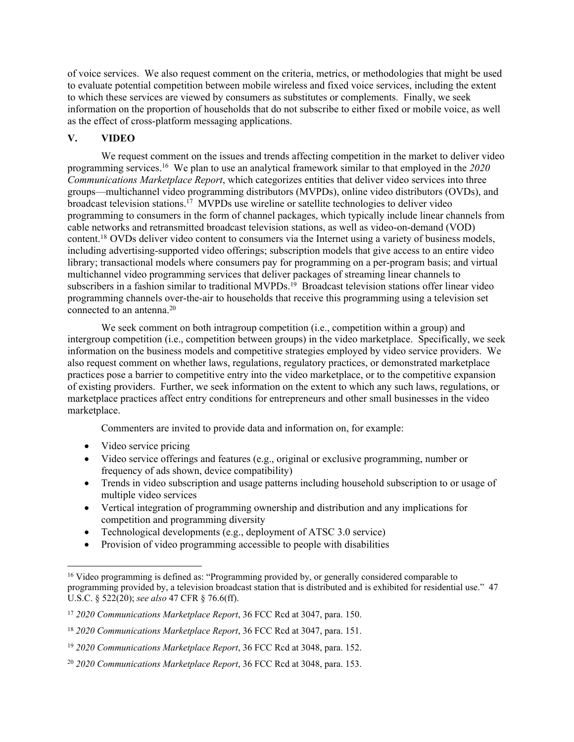of voice services. We also request comment on the criteria, metrics, or methodologies that might be used to evaluate potential competition between mobile wireless and fixed voice services, including the extent to which these services are viewed by consumers as substitutes or complements. Finally, we seek information on the proportion of households that do not subscribe to either fixed or mobile voice, as well as the effect of cross-platform messaging applications.

## V. VIDEO

We request comment on the issues and trends affecting competition in the market to deliver video programming services.[16] We plan to use an analytical framework similar to that employed in the *2020 Communications Marketplace Report*, which categorizes entities that deliver video services into three groups—multichannel video programming distributors (MVPDs), online video distributors (OVDs), and broadcast television stations.[17] MVPDs use wireline or satellite technologies to deliver video programming to consumers in the form of channel packages, which typically include linear channels from cable networks and retransmitted broadcast television stations, as well as video-on-demand (VOD) content.[18] OVDs deliver video content to consumers via the Internet using a variety of business models, including advertising-supported video offerings; subscription models that give access to an entire video library; transactional models where consumers pay for programming on a per-program basis; and virtual multichannel video programming services that deliver packages of streaming linear channels to subscribers in a fashion similar to traditional MVPDs.[19] Broadcast television stations offer linear video programming channels over-the-air to households that receive this programming using a television set connected to an antenna.[20]

We seek comment on both intragroup competition (i.e., competition within a group) and intergroup competition (i.e., competition between groups) in the video marketplace. Specifically, we seek information on the business models and competitive strategies employed by video service providers. We also request comment on whether laws, regulations, regulatory practices, or demonstrated marketplace practices pose a barrier to competitive entry into the video marketplace, or to the competitive expansion of existing providers. Further, we seek information on the extent to which any such laws, regulations, or marketplace practices affect entry conditions for entrepreneurs and other small businesses in the video marketplace.

Commenters are invited to provide data and information on, for example:

- Video service pricing
- Video service offerings and features (e.g., original or exclusive programming, number or frequency of ads shown, device compatibility)
- Trends in video subscription and usage patterns including household subscription to or usage of multiple video services
- Vertical integration of programming ownership and distribution and any implications for competition and programming diversity
- Technological developments (e.g., deployment of ATSC 3.0 service)
- Provision of video programming accessible to people with disabilities

---

[16] Video programming is defined as: "Programming provided by, or generally considered comparable to programming provided by, a television broadcast station that is distributed and is exhibited for residential use." 47 U.S.C. § 522(20); *see also* 47 CFR § 76.6(ff).

[17] *2020 Communications Marketplace Report*, 36 FCC Rcd at 3047, para. 150.

[18] *2020 Communications Marketplace Report*, 36 FCC Rcd at 3047, para. 151.

[19] *2020 Communications Marketplace Report*, 36 FCC Rcd at 3048, para. 152.

[20] *2020 Communications Marketplace Report*, 36 FCC Rcd at 3048, para. 153.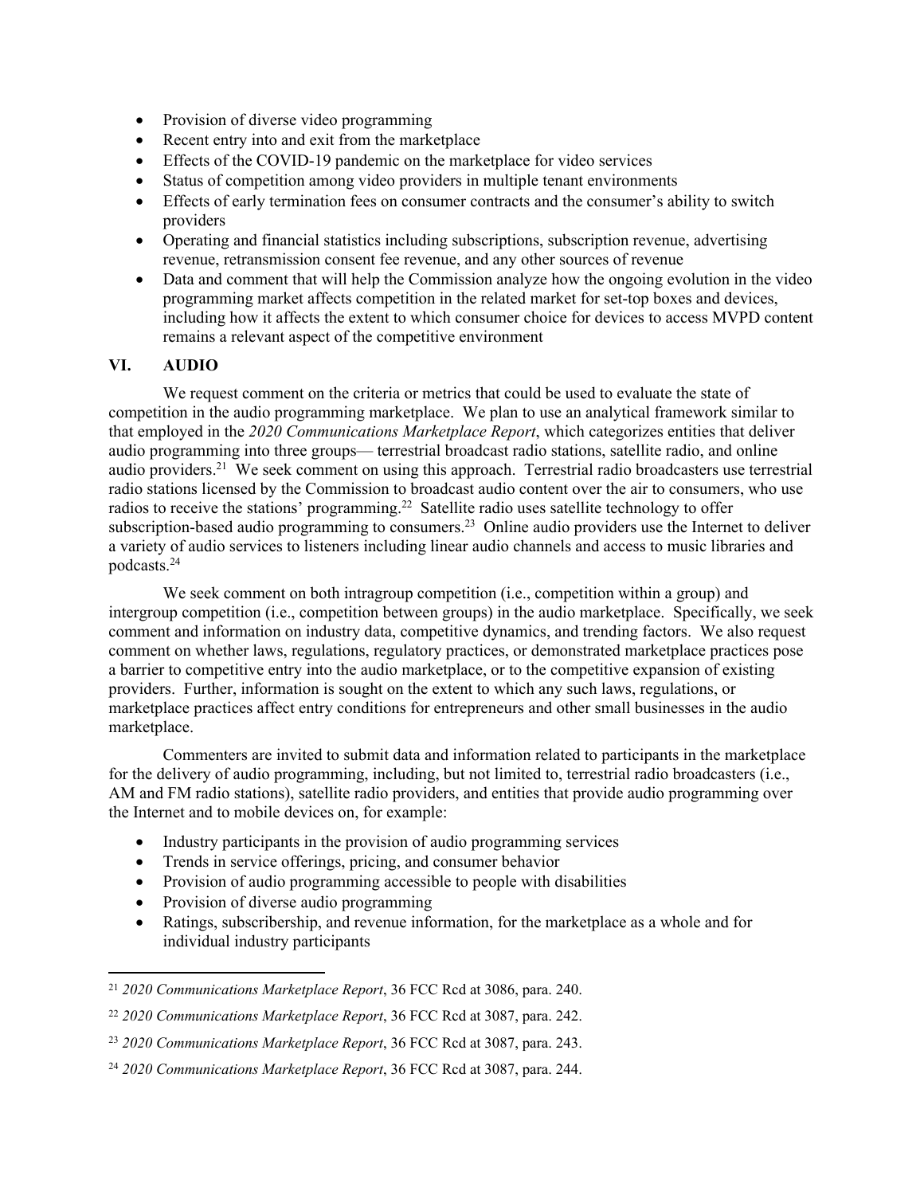- Provision of diverse video programming
- Recent entry into and exit from the marketplace
- Effects of the COVID-19 pandemic on the marketplace for video services
- Status of competition among video providers in multiple tenant environments
- Effects of early termination fees on consumer contracts and the consumer's ability to switch providers
- Operating and financial statistics including subscriptions, subscription revenue, advertising revenue, retransmission consent fee revenue, and any other sources of revenue
- Data and comment that will help the Commission analyze how the ongoing evolution in the video programming market affects competition in the related market for set-top boxes and devices, including how it affects the extent to which consumer choice for devices to access MVPD content remains a relevant aspect of the competitive environment

## VI. AUDIO

We request comment on the criteria or metrics that could be used to evaluate the state of competition in the audio programming marketplace. We plan to use an analytical framework similar to that employed in the *2020 Communications Marketplace Report*, which categorizes entities that deliver audio programming into three groups— terrestrial broadcast radio stations, satellite radio, and online audio providers.[21] We seek comment on using this approach. Terrestrial radio broadcasters use terrestrial radio stations licensed by the Commission to broadcast audio content over the air to consumers, who use radios to receive the stations' programming.[22] Satellite radio uses satellite technology to offer subscription-based audio programming to consumers.[23] Online audio providers use the Internet to deliver a variety of audio services to listeners including linear audio channels and access to music libraries and podcasts.[24]

We seek comment on both intragroup competition (i.e., competition within a group) and intergroup competition (i.e., competition between groups) in the audio marketplace. Specifically, we seek comment and information on industry data, competitive dynamics, and trending factors. We also request comment on whether laws, regulations, regulatory practices, or demonstrated marketplace practices pose a barrier to competitive entry into the audio marketplace, or to the competitive expansion of existing providers. Further, information is sought on the extent to which any such laws, regulations, or marketplace practices affect entry conditions for entrepreneurs and other small businesses in the audio marketplace.

Commenters are invited to submit data and information related to participants in the marketplace for the delivery of audio programming, including, but not limited to, terrestrial radio broadcasters (i.e., AM and FM radio stations), satellite radio providers, and entities that provide audio programming over the Internet and to mobile devices on, for example:

- Industry participants in the provision of audio programming services
- Trends in service offerings, pricing, and consumer behavior
- Provision of audio programming accessible to people with disabilities
- Provision of diverse audio programming
- Ratings, subscribership, and revenue information, for the marketplace as a whole and for individual industry participants

---

[21] *2020 Communications Marketplace Report*, 36 FCC Rcd at 3086, para. 240.

[22] *2020 Communications Marketplace Report*, 36 FCC Rcd at 3087, para. 242.

[23] *2020 Communications Marketplace Report*, 36 FCC Rcd at 3087, para. 243.

[24] *2020 Communications Marketplace Report*, 36 FCC Rcd at 3087, para. 244.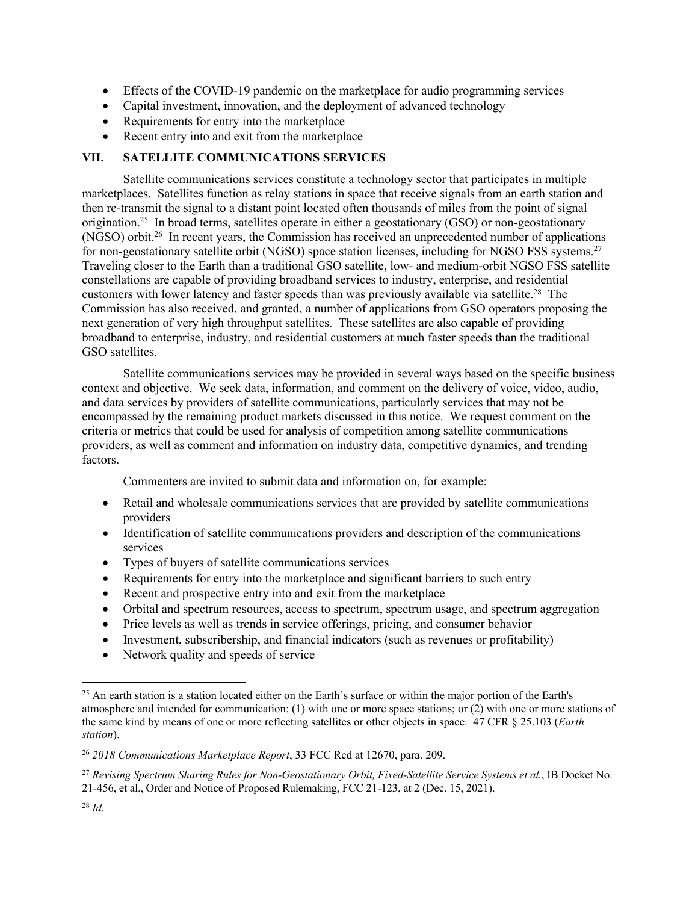- Effects of the COVID-19 pandemic on the marketplace for audio programming services
- Capital investment, innovation, and the deployment of advanced technology
- Requirements for entry into the marketplace
- Recent entry into and exit from the marketplace

## VII. SATELLITE COMMUNICATIONS SERVICES

Satellite communications services constitute a technology sector that participates in multiple marketplaces. Satellites function as relay stations in space that receive signals from an earth station and then re-transmit the signal to a distant point located often thousands of miles from the point of signal origination.[25] In broad terms, satellites operate in either a geostationary (GSO) or non-geostationary (NGSO) orbit.[26] In recent years, the Commission has received an unprecedented number of applications for non-geostationary satellite orbit (NGSO) space station licenses, including for NGSO FSS systems.[27] Traveling closer to the Earth than a traditional GSO satellite, low- and medium-orbit NGSO FSS satellite constellations are capable of providing broadband services to industry, enterprise, and residential customers with lower latency and faster speeds than was previously available via satellite.[28] The Commission has also received, and granted, a number of applications from GSO operators proposing the next generation of very high throughput satellites. These satellites are also capable of providing broadband to enterprise, industry, and residential customers at much faster speeds than the traditional GSO satellites.

Satellite communications services may be provided in several ways based on the specific business context and objective. We seek data, information, and comment on the delivery of voice, video, audio, and data services by providers of satellite communications, particularly services that may not be encompassed by the remaining product markets discussed in this notice. We request comment on the criteria or metrics that could be used for analysis of competition among satellite communications providers, as well as comment and information on industry data, competitive dynamics, and trending factors.

Commenters are invited to submit data and information on, for example:

- Retail and wholesale communications services that are provided by satellite communications providers
- Identification of satellite communications providers and description of the communications services
- Types of buyers of satellite communications services
- Requirements for entry into the marketplace and significant barriers to such entry
- Recent and prospective entry into and exit from the marketplace
- Orbital and spectrum resources, access to spectrum, spectrum usage, and spectrum aggregation
- Price levels as well as trends in service offerings, pricing, and consumer behavior
- Investment, subscribership, and financial indicators (such as revenues or profitability)
- Network quality and speeds of service

---

[25] An earth station is a station located either on the Earth's surface or within the major portion of the Earth's atmosphere and intended for communication: (1) with one or more space stations; or (2) with one or more stations of the same kind by means of one or more reflecting satellites or other objects in space. 47 CFR § 25.103 (*Earth station*).

[26] *2018 Communications Marketplace Report*, 33 FCC Rcd at 12670, para. 209.

[27] *Revising Spectrum Sharing Rules for Non-Geostationary Orbit, Fixed-Satellite Service Systems et al.*, IB Docket No. 21-456, et al., Order and Notice of Proposed Rulemaking, FCC 21-123, at 2 (Dec. 15, 2021).

[28] *Id.*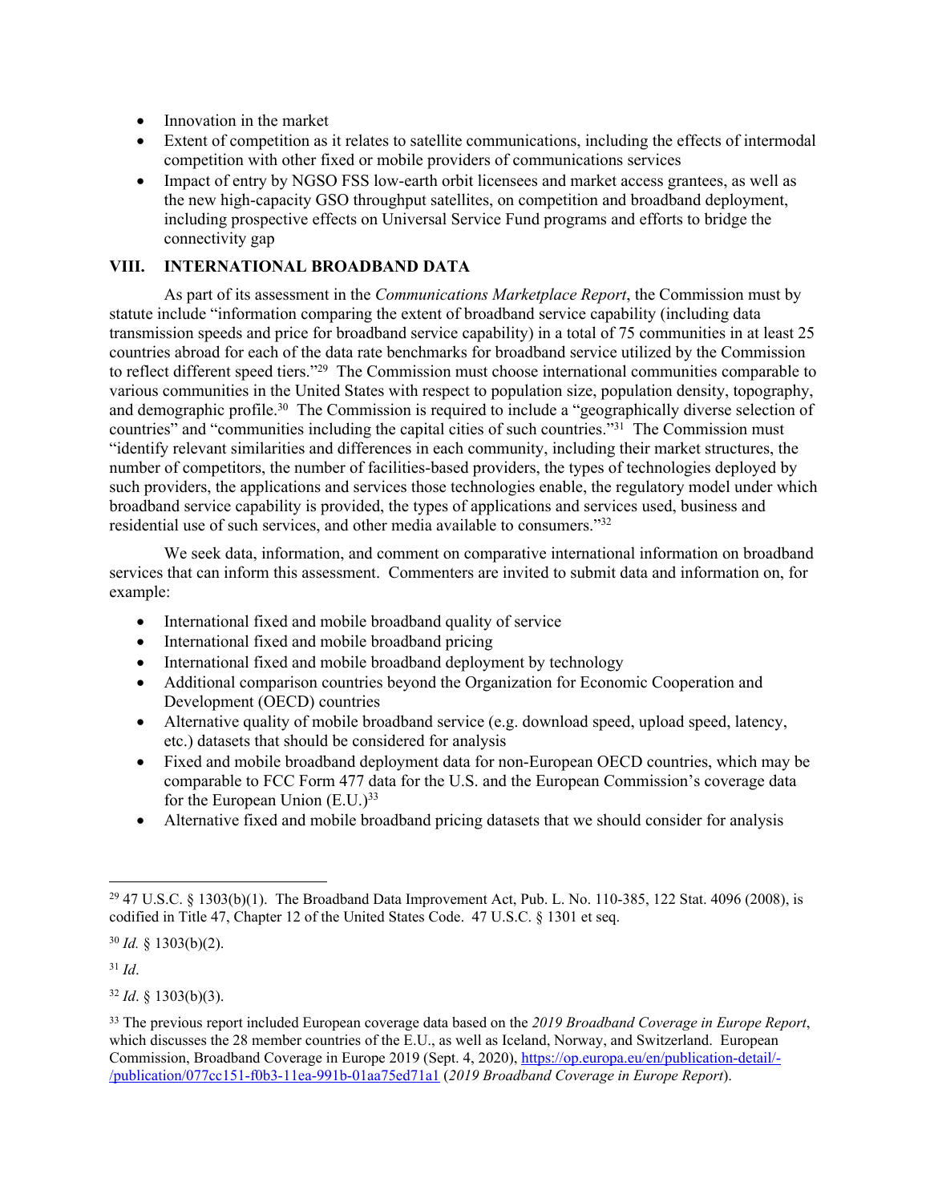- Innovation in the market
- Extent of competition as it relates to satellite communications, including the effects of intermodal competition with other fixed or mobile providers of communications services
- Impact of entry by NGSO FSS low-earth orbit licensees and market access grantees, as well as the new high-capacity GSO throughput satellites, on competition and broadband deployment, including prospective effects on Universal Service Fund programs and efforts to bridge the connectivity gap

## VIII. INTERNATIONAL BROADBAND DATA

As part of its assessment in the *Communications Marketplace Report*, the Commission must by statute include "information comparing the extent of broadband service capability (including data transmission speeds and price for broadband service capability) in a total of 75 communities in at least 25 countries abroad for each of the data rate benchmarks for broadband service utilized by the Commission to reflect different speed tiers."[29] The Commission must choose international communities comparable to various communities in the United States with respect to population size, population density, topography, and demographic profile.[30] The Commission is required to include a "geographically diverse selection of countries" and "communities including the capital cities of such countries."[31] The Commission must "identify relevant similarities and differences in each community, including their market structures, the number of competitors, the number of facilities-based providers, the types of technologies deployed by such providers, the applications and services those technologies enable, the regulatory model under which broadband service capability is provided, the types of applications and services used, business and residential use of such services, and other media available to consumers."[32]

We seek data, information, and comment on comparative international information on broadband services that can inform this assessment. Commenters are invited to submit data and information on, for example:

- International fixed and mobile broadband quality of service
- International fixed and mobile broadband pricing
- International fixed and mobile broadband deployment by technology
- Additional comparison countries beyond the Organization for Economic Cooperation and Development (OECD) countries
- Alternative quality of mobile broadband service (e.g. download speed, upload speed, latency, etc.) datasets that should be considered for analysis
- Fixed and mobile broadband deployment data for non-European OECD countries, which may be comparable to FCC Form 477 data for the U.S. and the European Commission's coverage data for the European Union (E.U.)[33]
- Alternative fixed and mobile broadband pricing datasets that we should consider for analysis

---

[29] 47 U.S.C. § 1303(b)(1). The Broadband Data Improvement Act, Pub. L. No. 110-385, 122 Stat. 4096 (2008), is codified in Title 47, Chapter 12 of the United States Code. 47 U.S.C. § 1301 et seq.

[30] *Id.* § 1303(b)(2).

[31] *Id*.

[32] *Id*. § 1303(b)(3).

[33] The previous report included European coverage data based on the *2019 Broadband Coverage in Europe Report*, which discusses the 28 member countries of the E.U., as well as Iceland, Norway, and Switzerland. European Commission, Broadband Coverage in Europe 2019 (Sept. 4, 2020), https://op.europa.eu/en/publication-detail/-/publication/077cc151-f0b3-11ea-991b-01aa75ed71a1 (*2019 Broadband Coverage in Europe Report*).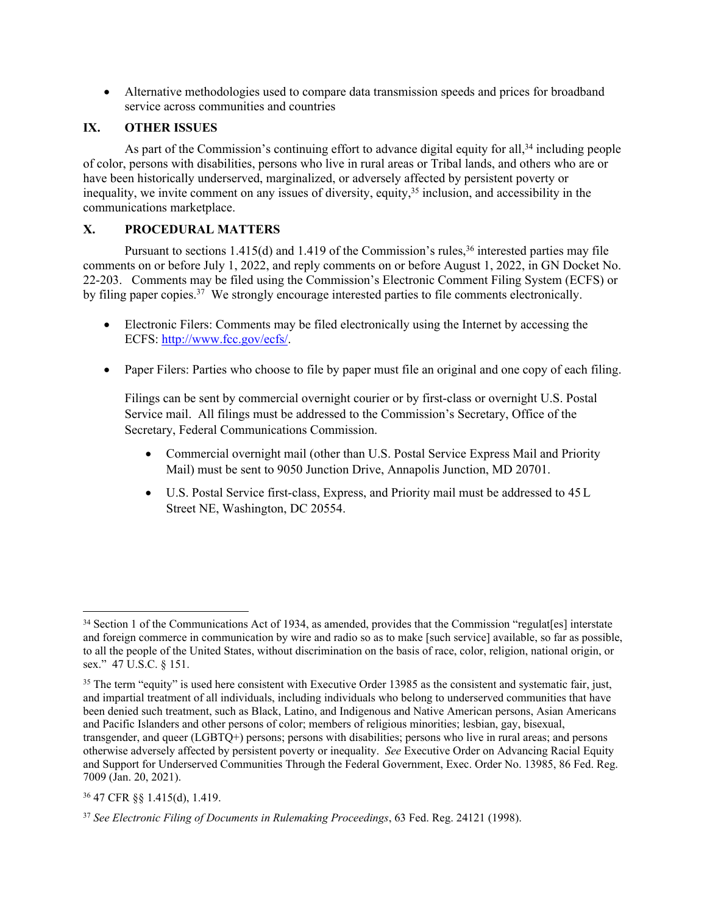- Alternative methodologies used to compare data transmission speeds and prices for broadband service across communities and countries

## IX. OTHER ISSUES

As part of the Commission's continuing effort to advance digital equity for all,[34] including people of color, persons with disabilities, persons who live in rural areas or Tribal lands, and others who are or have been historically underserved, marginalized, or adversely affected by persistent poverty or inequality, we invite comment on any issues of diversity, equity,[35] inclusion, and accessibility in the communications marketplace.

## X. PROCEDURAL MATTERS

Pursuant to sections 1.415(d) and 1.419 of the Commission's rules,[36] interested parties may file comments on or before July 1, 2022, and reply comments on or before August 1, 2022, in GN Docket No. 22-203. Comments may be filed using the Commission's Electronic Comment Filing System (ECFS) or by filing paper copies.[37] We strongly encourage interested parties to file comments electronically.

- Electronic Filers: Comments may be filed electronically using the Internet by accessing the ECFS: http://www.fcc.gov/ecfs/.

- Paper Filers: Parties who choose to file by paper must file an original and one copy of each filing.

  Filings can be sent by commercial overnight courier or by first-class or overnight U.S. Postal Service mail. All filings must be addressed to the Commission's Secretary, Office of the Secretary, Federal Communications Commission.

  - Commercial overnight mail (other than U.S. Postal Service Express Mail and Priority Mail) must be sent to 9050 Junction Drive, Annapolis Junction, MD 20701.

  - U.S. Postal Service first-class, Express, and Priority mail must be addressed to 45 L Street NE, Washington, DC 20554.

---

[34] Section 1 of the Communications Act of 1934, as amended, provides that the Commission "regulat[es] interstate and foreign commerce in communication by wire and radio so as to make [such service] available, so far as possible, to all the people of the United States, without discrimination on the basis of race, color, religion, national origin, or sex." 47 U.S.C. § 151.

[35] The term "equity" is used here consistent with Executive Order 13985 as the consistent and systematic fair, just, and impartial treatment of all individuals, including individuals who belong to underserved communities that have been denied such treatment, such as Black, Latino, and Indigenous and Native American persons, Asian Americans and Pacific Islanders and other persons of color; members of religious minorities; lesbian, gay, bisexual, transgender, and queer (LGBTQ+) persons; persons with disabilities; persons who live in rural areas; and persons otherwise adversely affected by persistent poverty or inequality. *See* Executive Order on Advancing Racial Equity and Support for Underserved Communities Through the Federal Government, Exec. Order No. 13985, 86 Fed. Reg. 7009 (Jan. 20, 2021).

[36] 47 CFR §§ 1.415(d), 1.419.

[37] *See Electronic Filing of Documents in Rulemaking Proceedings*, 63 Fed. Reg. 24121 (1998).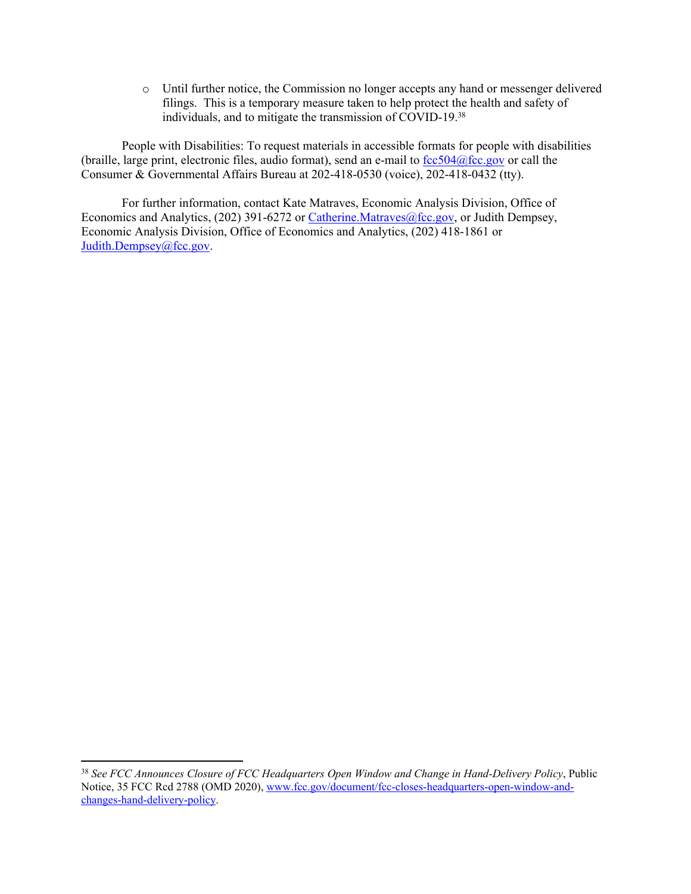- Until further notice, the Commission no longer accepts any hand or messenger delivered filings. This is a temporary measure taken to help protect the health and safety of individuals, and to mitigate the transmission of COVID-19.[38]

People with Disabilities: To request materials in accessible formats for people with disabilities (braille, large print, electronic files, audio format), send an e-mail to fcc504@fcc.gov or call the Consumer & Governmental Affairs Bureau at 202-418-0530 (voice), 202-418-0432 (tty).

For further information, contact Kate Matraves, Economic Analysis Division, Office of Economics and Analytics, (202) 391-6272 or Catherine.Matraves@fcc.gov, or Judith Dempsey, Economic Analysis Division, Office of Economics and Analytics, (202) 418-1861 or Judith.Dempsey@fcc.gov.

---

[38] *See FCC Announces Closure of FCC Headquarters Open Window and Change in Hand-Delivery Policy*, Public Notice, 35 FCC Rcd 2788 (OMD 2020), www.fcc.gov/document/fcc-closes-headquarters-open-window-and-changes-hand-delivery-policy.